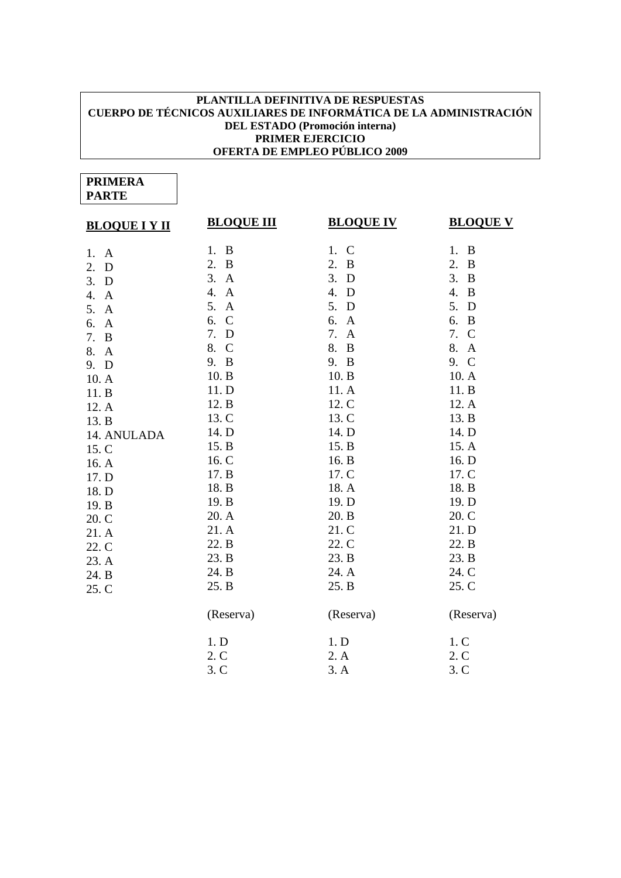**PLANTILLA DEFINITIVA DE RESPUESTAS**
**CUERPO DE TÉCNICOS AUXILIARES DE INFORMÁTICA DE LA ADMINISTRACIÓN DEL ESTADO (Promoción interna)**
**PRIMER EJERCICIO**
**OFERTA DE EMPLEO PÚBLICO 2009**

**PRIMERA PARTE**

| **BLOQUE I Y II** | **BLOQUE III** | **BLOQUE IV** | **BLOQUE V** |
|---|---|---|---|
| 1. A | 1. B | 1. C | 1. B |
| 2. D | 2. B | 2. B | 2. B |
| 3. D | 3. A | 3. D | 3. B |
| 4. A | 4. A | 4. D | 4. B |
| 5. A | 5. A | 5. D | 5. D |
| 6. A | 6. C | 6. A | 6. B |
| 7. B | 7. D | 7. A | 7. C |
| 8. A | 8. C | 8. B | 8. A |
| 9. D | 9. B | 9. B | 9. C |
| 10. A | 10. B | 10. B | 10. A |
| 11. B | 11. D | 11. A | 11. B |
| 12. A | 12. B | 12. C | 12. A |
| 13. B | 13. C | 13. C | 13. B |
| 14. ANULADA | 14. D | 14. D | 14. D |
| 15. C | 15. B | 15. B | 15. A |
| 16. A | 16. C | 16. B | 16. D |
| 17. D | 17. B | 17. C | 17. C |
| 18. D | 18. B | 18. A | 18. B |
| 19. B | 19. B | 19. D | 19. D |
| 20. C | 20. A | 20. B | 20. C |
| 21. A | 21. A | 21. C | 21. D |
| 22. C | 22. B | 22. C | 22. B |
| 23. A | 23. B | 23. B | 23. B |
| 24. B | 24. B | 24. A | 24. C |
| 25. C | 25. B | 25. B | 25. C |
| | (Reserva) | (Reserva) | (Reserva) |
| | 1. D | 1. D | 1. C |
| | 2. C | 2. A | 2. C |
| | 3. C | 3. A | 3. C |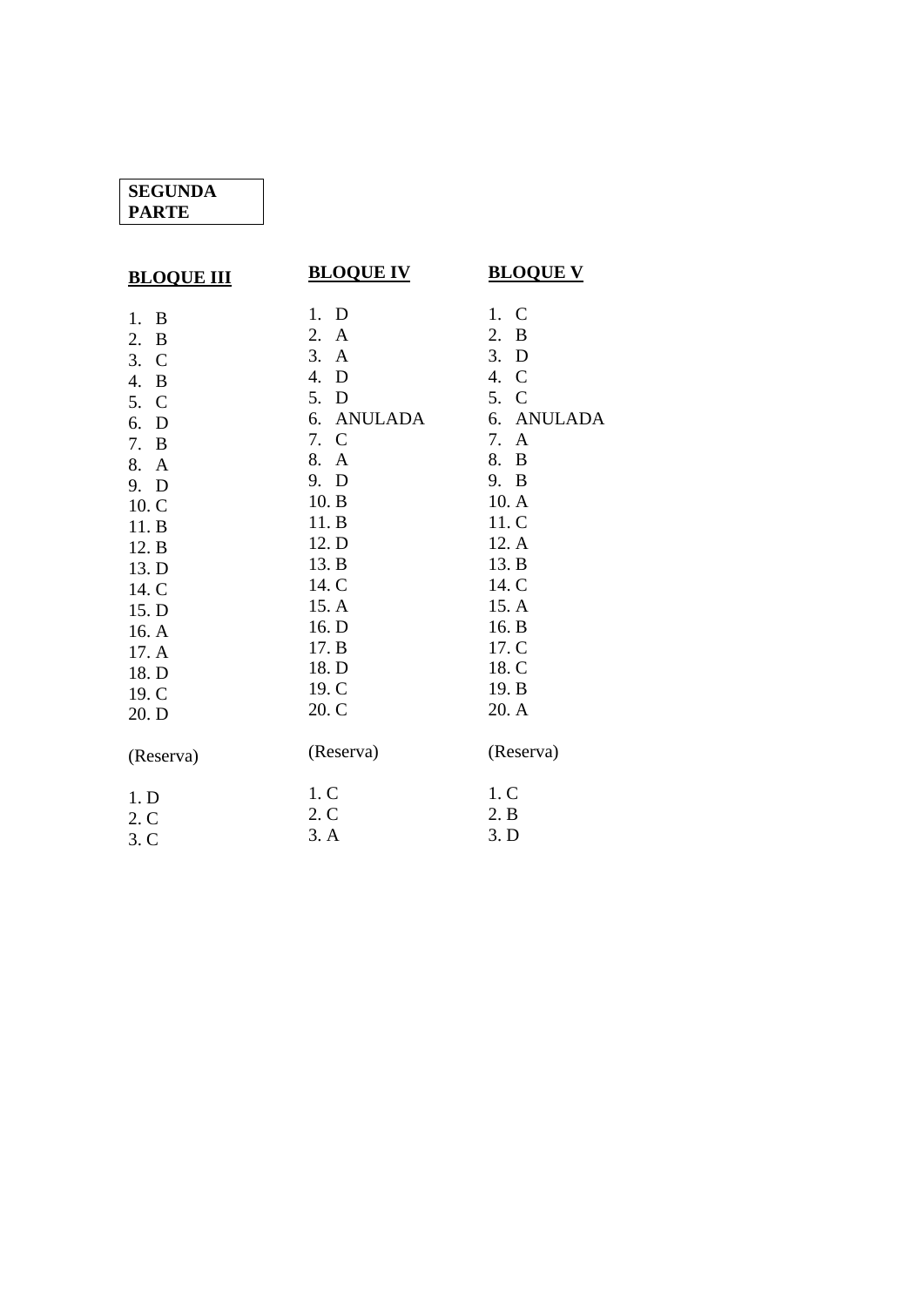**SEGUNDA PARTE**

| BLOQUE III | BLOQUE IV | BLOQUE V |
|---|---|---|
| 1. B | 1. D | 1. C |
| 2. B | 2. A | 2. B |
| 3. C | 3. A | 3. D |
| 4. B | 4. D | 4. C |
| 5. C | 5. D | 5. C |
| 6. D | 6. ANULADA | 6. ANULADA |
| 7. B | 7. C | 7. A |
| 8. A | 8. A | 8. B |
| 9. D | 9. D | 9. B |
| 10. C | 10. B | 10. A |
| 11. B | 11. B | 11. C |
| 12. B | 12. D | 12. A |
| 13. D | 13. B | 13. B |
| 14. C | 14. C | 14. C |
| 15. D | 15. A | 15. A |
| 16. A | 16. D | 16. B |
| 17. A | 17. B | 17. C |
| 18. D | 18. D | 18. C |
| 19. C | 19. C | 19. B |
| 20. D | 20. C | 20. A |
| (Reserva) | (Reserva) | (Reserva) |
| 1. D | 1. C | 1. C |
| 2. C | 2. C | 2. B |
| 3. C | 3. A | 3. D |